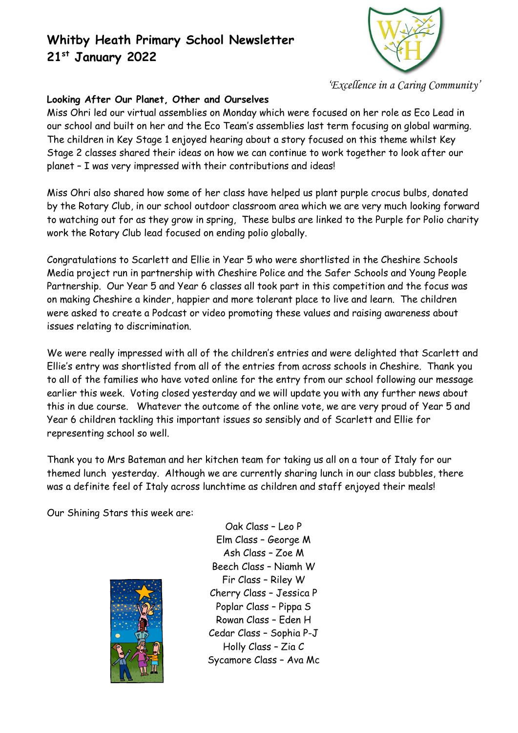# Whitby Heath Primary School Newsletter 21st January 2022

*'Excellence in a Caring Community'*

**Looking After Our Planet, Other and Ourselves**

Miss Ohri led our virtual assemblies on Monday which were focused on her role as Eco Lead in our school and built on her and the Eco Team's assemblies last term focusing on global warming. The children in Key Stage 1 enjoyed hearing about a story focused on this theme whilst Key Stage 2 classes shared their ideas on how we can continue to work together to look after our planet – I was very impressed with their contributions and ideas!

Miss Ohri also shared how some of her class have helped us plant purple crocus bulbs, donated by the Rotary Club, in our school outdoor classroom area which we are very much looking forward to watching out for as they grow in spring, These bulbs are linked to the Purple for Polio charity work the Rotary Club lead focused on ending polio globally.

Congratulations to Scarlett and Ellie in Year 5 who were shortlisted in the Cheshire Schools Media project run in partnership with Cheshire Police and the Safer Schools and Young People Partnership. Our Year 5 and Year 6 classes all took part in this competition and the focus was on making Cheshire a kinder, happier and more tolerant place to live and learn. The children were asked to create a Podcast or video promoting these values and raising awareness about issues relating to discrimination.

We were really impressed with all of the children's entries and were delighted that Scarlett and Ellie's entry was shortlisted from all of the entries from across schools in Cheshire. Thank you to all of the families who have voted online for the entry from our school following our message earlier this week. Voting closed yesterday and we will update you with any further news about this in due course. Whatever the outcome of the online vote, we are very proud of Year 5 and Year 6 children tackling this important issues so sensibly and of Scarlett and Ellie for representing school so well.

Thank you to Mrs Bateman and her kitchen team for taking us all on a tour of Italy for our themed lunch yesterday. Although we are currently sharing lunch in our class bubbles, there was a definite feel of Italy across lunchtime as children and staff enjoyed their meals!

Our Shining Stars this week are:

Oak Class – Leo P
Elm Class – George M
Ash Class – Zoe M
Beech Class – Niamh W
Fir Class – Riley W
Cherry Class – Jessica P
Poplar Class – Pippa S
Rowan Class – Eden H
Cedar Class – Sophia P-J
Holly Class – Zia C
Sycamore Class – Ava Mc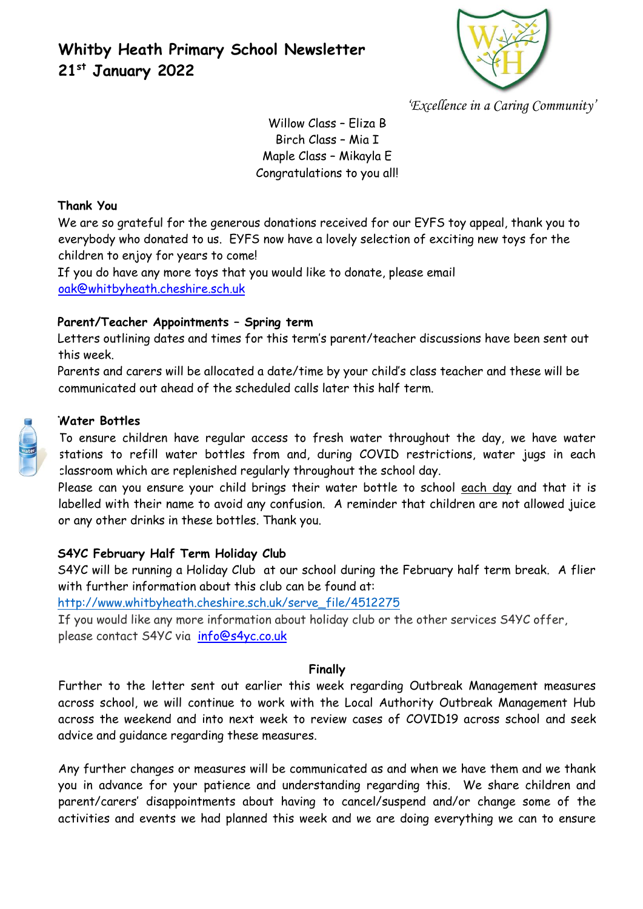# Whitby Heath Primary School Newsletter
# 21st January 2022

*'Excellence in a Caring Community'*

Willow Class – Eliza B
Birch Class – Mia I
Maple Class – Mikayla E
Congratulations to you all!

**Thank You**

We are so grateful for the generous donations received for our EYFS toy appeal, thank you to everybody who donated to us. EYFS now have a lovely selection of exciting new toys for the children to enjoy for years to come!

If you do have any more toys that you would like to donate, please email oak@whitbyheath.cheshire.sch.uk

**Parent/Teacher Appointments – Spring term**

Letters outlining dates and times for this term's parent/teacher discussions have been sent out this week.

Parents and carers will be allocated a date/time by your child's class teacher and these will be communicated out ahead of the scheduled calls later this half term.

**Water Bottles**

To ensure children have regular access to fresh water throughout the day, we have water stations to refill water bottles from and, during COVID restrictions, water jugs in each classroom which are replenished regularly throughout the school day.

Please can you ensure your child brings their water bottle to school each day and that it is labelled with their name to avoid any confusion. A reminder that children are not allowed juice or any other drinks in these bottles. Thank you.

**S4YC February Half Term Holiday Club**

S4YC will be running a Holiday Club at our school during the February half term break. A flier with further information about this club can be found at:

http://www.whitbyheath.cheshire.sch.uk/serve_file/4512275

If you would like any more information about holiday club or the other services S4YC offer, please contact S4YC via info@s4yc.co.uk

**Finally**

Further to the letter sent out earlier this week regarding Outbreak Management measures across school, we will continue to work with the Local Authority Outbreak Management Hub across the weekend and into next week to review cases of COVID19 across school and seek advice and guidance regarding these measures.

Any further changes or measures will be communicated as and when we have them and we thank you in advance for your patience and understanding regarding this. We share children and parent/carers' disappointments about having to cancel/suspend and/or change some of the activities and events we had planned this week and we are doing everything we can to ensure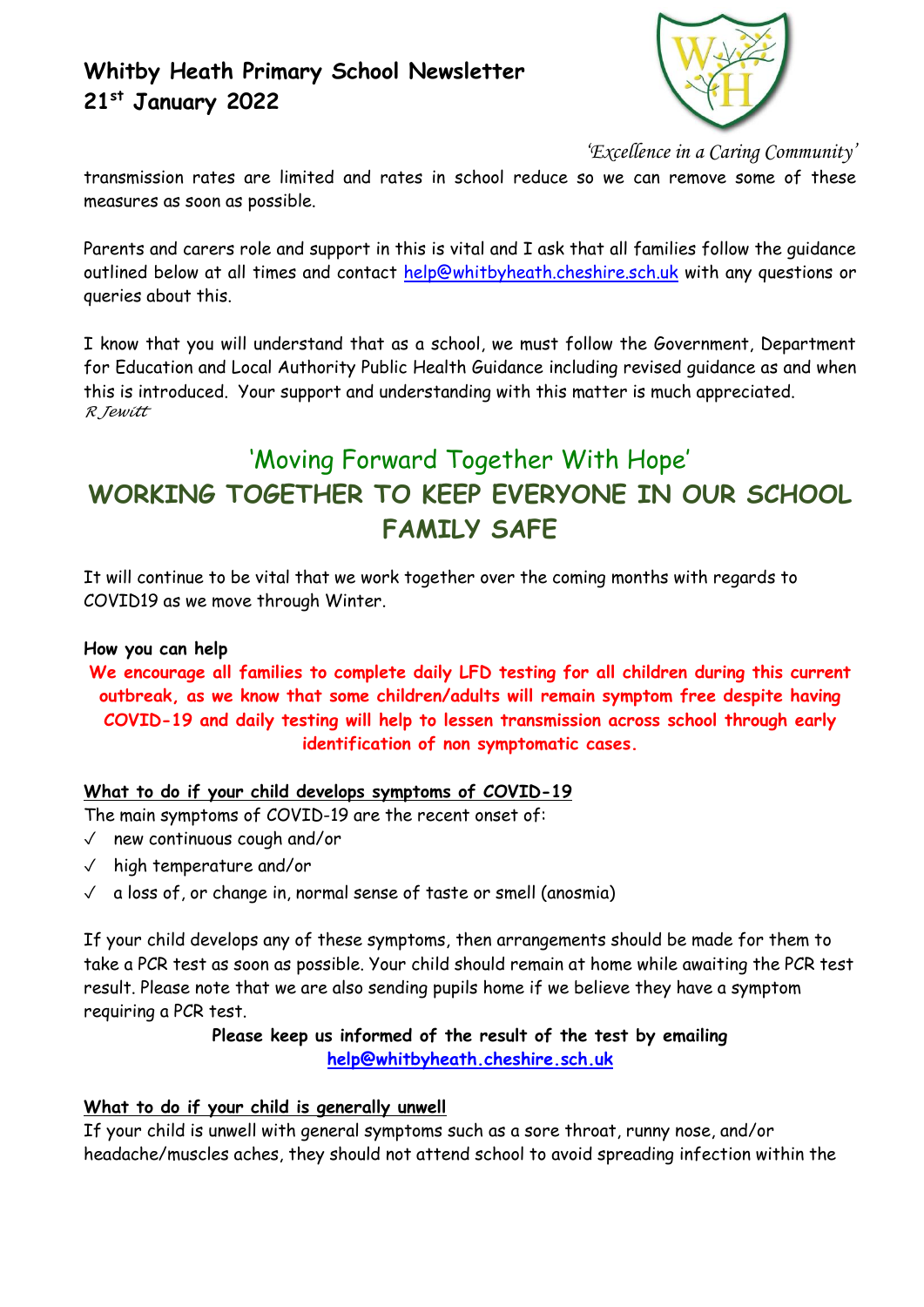transmission rates are limited and rates in school reduce so we can remove some of these measures as soon as possible.

Parents and carers role and support in this is vital and I ask that all families follow the guidance outlined below at all times and contact help@whitbyheath.cheshire.sch.uk with any questions or queries about this.

I know that you will understand that as a school, we must follow the Government, Department for Education and Local Authority Public Health Guidance including revised guidance as and when this is introduced. Your support and understanding with this matter is much appreciated.
*R Jewitt*

## 'Moving Forward Together With Hope'

## WORKING TOGETHER TO KEEP EVERYONE IN OUR SCHOOL FAMILY SAFE

It will continue to be vital that we work together over the coming months with regards to COVID19 as we move through Winter.

**How you can help**

**We encourage all families to complete daily LFD testing for all children during this current outbreak, as we know that some children/adults will remain symptom free despite having COVID-19 and daily testing will help to lessen transmission across school through early identification of non symptomatic cases.**

**What to do if your child develops symptoms of COVID-19**

The main symptoms of COVID-19 are the recent onset of:

- ✓ new continuous cough and/or
- ✓ high temperature and/or
- ✓ a loss of, or change in, normal sense of taste or smell (anosmia)

If your child develops any of these symptoms, then arrangements should be made for them to take a PCR test as soon as possible. Your child should remain at home while awaiting the PCR test result. Please note that we are also sending pupils home if we believe they have a symptom requiring a PCR test.

**Please keep us informed of the result of the test by emailing help@whitbyheath.cheshire.sch.uk**

**What to do if your child is generally unwell**

If your child is unwell with general symptoms such as a sore throat, runny nose, and/or headache/muscles aches, they should not attend school to avoid spreading infection within the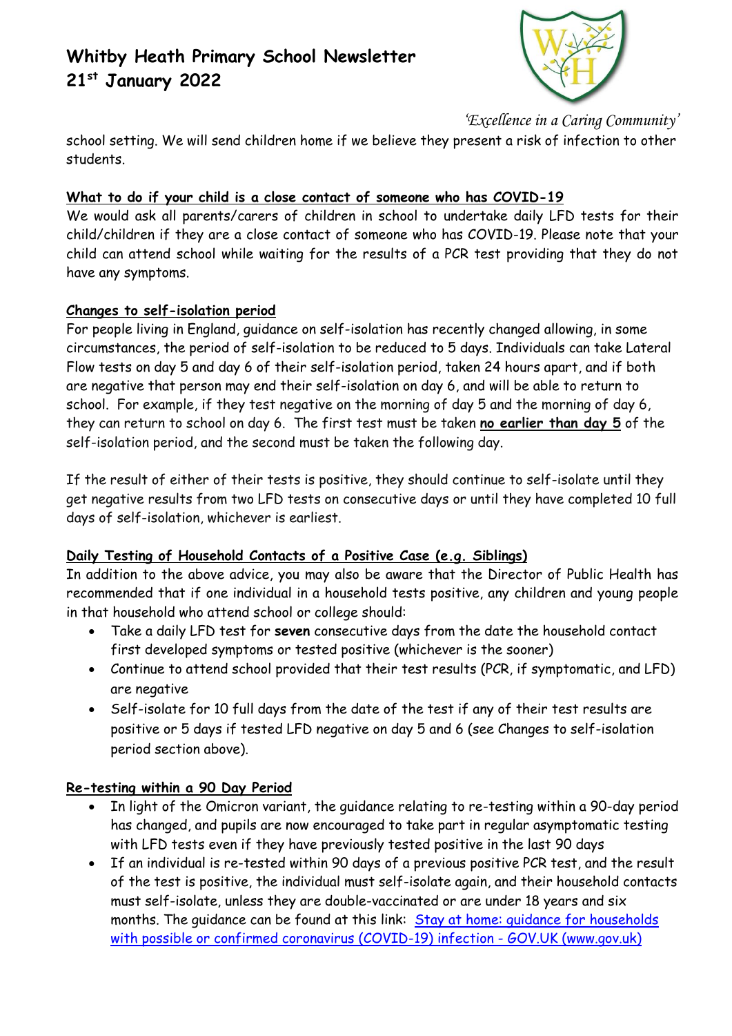school setting. We will send children home if we believe they present a risk of infection to other students.

**What to do if your child is a close contact of someone who has COVID-19**

We would ask all parents/carers of children in school to undertake daily LFD tests for their child/children if they are a close contact of someone who has COVID-19. Please note that your child can attend school while waiting for the results of a PCR test providing that they do not have any symptoms.

**Changes to self-isolation period**

For people living in England, guidance on self-isolation has recently changed allowing, in some circumstances, the period of self-isolation to be reduced to 5 days. Individuals can take Lateral Flow tests on day 5 and day 6 of their self-isolation period, taken 24 hours apart, and if both are negative that person may end their self-isolation on day 6, and will be able to return to school. For example, if they test negative on the morning of day 5 and the morning of day 6, they can return to school on day 6. The first test must be taken **no earlier than day 5** of the self-isolation period, and the second must be taken the following day.

If the result of either of their tests is positive, they should continue to self-isolate until they get negative results from two LFD tests on consecutive days or until they have completed 10 full days of self-isolation, whichever is earliest.

**Daily Testing of Household Contacts of a Positive Case (e.g. Siblings)**

In addition to the above advice, you may also be aware that the Director of Public Health has recommended that if one individual in a household tests positive, any children and young people in that household who attend school or college should:

- Take a daily LFD test for **seven** consecutive days from the date the household contact first developed symptoms or tested positive (whichever is the sooner)
- Continue to attend school provided that their test results (PCR, if symptomatic, and LFD) are negative
- Self-isolate for 10 full days from the date of the test if any of their test results are positive or 5 days if tested LFD negative on day 5 and 6 (see Changes to self-isolation period section above).

**Re-testing within a 90 Day Period**

- In light of the Omicron variant, the guidance relating to re-testing within a 90-day period has changed, and pupils are now encouraged to take part in regular asymptomatic testing with LFD tests even if they have previously tested positive in the last 90 days
- If an individual is re-tested within 90 days of a previous positive PCR test, and the result of the test is positive, the individual must self-isolate again, and their household contacts must self-isolate, unless they are double-vaccinated or are under 18 years and six months. The guidance can be found at this link: [Stay at home: guidance for households with possible or confirmed coronavirus (COVID-19) infection - GOV.UK (www.gov.uk)]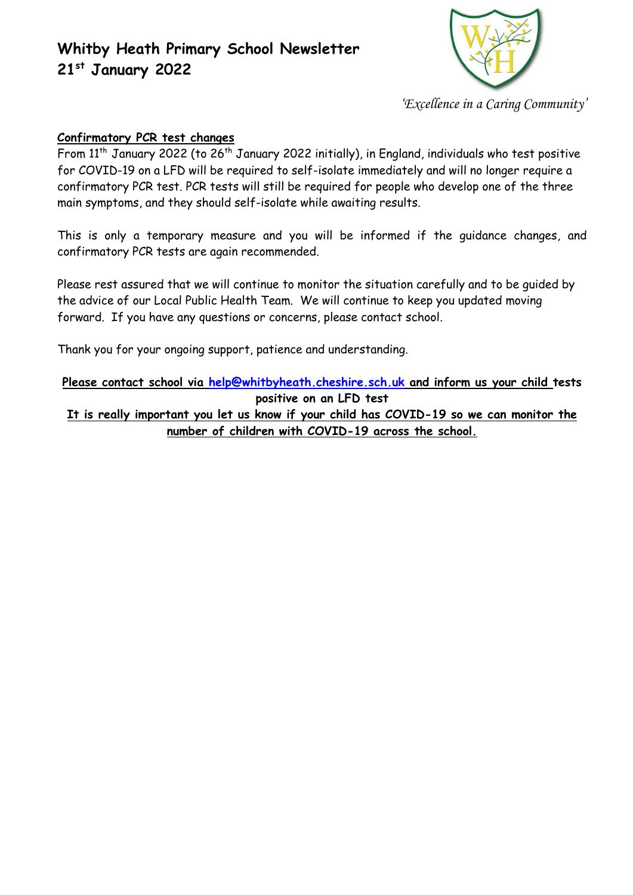# Whitby Heath Primary School Newsletter
# 21st January 2022

*'Excellence in a Caring Community'*

**Confirmatory PCR test changes**

From 11th January 2022 (to 26th January 2022 initially), in England, individuals who test positive for COVID-19 on a LFD will be required to self-isolate immediately and will no longer require a confirmatory PCR test. PCR tests will still be required for people who develop one of the three main symptoms, and they should self-isolate while awaiting results.

This is only a temporary measure and you will be informed if the guidance changes, and confirmatory PCR tests are again recommended.

Please rest assured that we will continue to monitor the situation carefully and to be guided by the advice of our Local Public Health Team. We will continue to keep you updated moving forward. If you have any questions or concerns, please contact school.

Thank you for your ongoing support, patience and understanding.

**Please contact school via help@whitbyheath.cheshire.sch.uk and inform us your child tests positive on an LFD test**

**It is really important you let us know if your child has COVID-19 so we can monitor the number of children with COVID-19 across the school.**